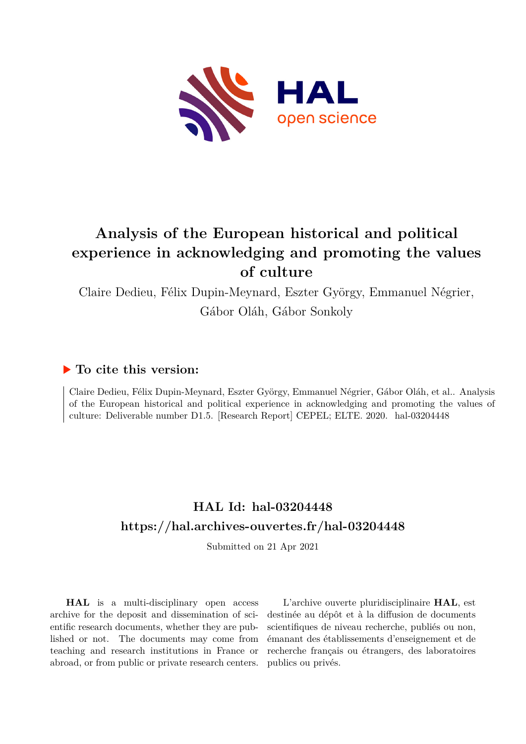# Analysis of the European historical and political experience in acknowledging and promoting the values of culture

Claire Dedieu, Félix Dupin-Meynard, Eszter György, Emmanuel Négrier, Gábor Oláh, Gábor Sonkoly

## ▶ To cite this version:

Claire Dedieu, Félix Dupin-Meynard, Eszter György, Emmanuel Négrier, Gábor Oláh, et al.. Analysis of the European historical and political experience in acknowledging and promoting the values of culture: Deliverable number D1.5. [Research Report] CEPEL; ELTE. 2020. hal-03204448

## HAL Id: hal-03204448
## https://hal.archives-ouvertes.fr/hal-03204448

Submitted on 21 Apr 2021

**HAL** is a multi-disciplinary open access archive for the deposit and dissemination of scientific research documents, whether they are published or not. The documents may come from teaching and research institutions in France or abroad, or from public or private research centers.

L'archive ouverte pluridisciplinaire **HAL**, est destinée au dépôt et à la diffusion de documents scientifiques de niveau recherche, publiés ou non, émanant des établissements d'enseignement et de recherche français ou étrangers, des laboratoires publics ou privés.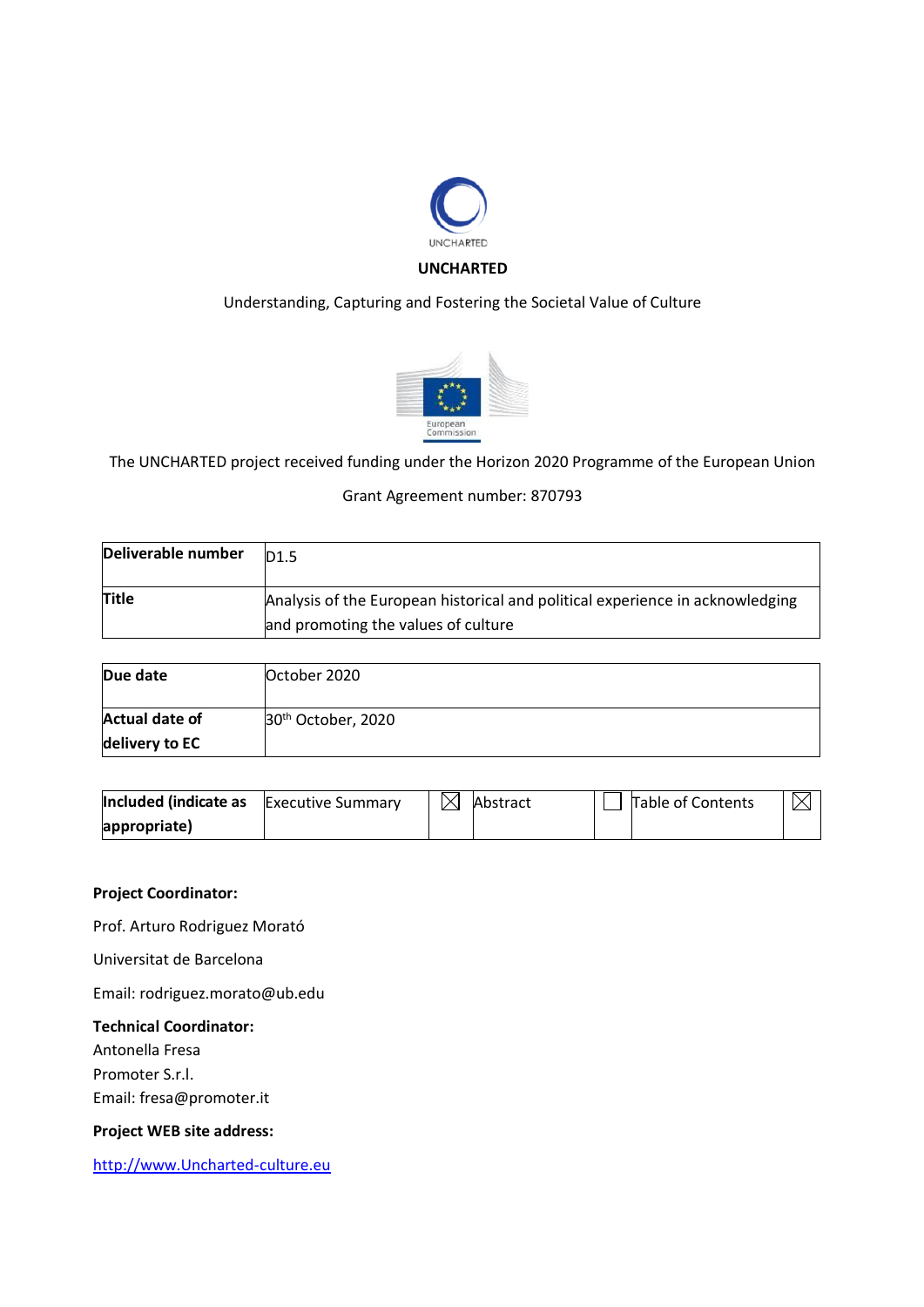**UNCHARTED**

Understanding, Capturing and Fostering the Societal Value of Culture

The UNCHARTED project received funding under the Horizon 2020 Programme of the European Union

Grant Agreement number: 870793

| Deliverable number | D1.5 |
|---|---|
| Title | Analysis of the European historical and political experience in acknowledging and promoting the values of culture |

| Due date | October 2020 |
|---|---|
| Actual date of delivery to EC | 30th October, 2020 |

| Included (indicate as appropriate) | Executive Summary | ☒ | Abstract | ☐ | Table of Contents | ☒ |
|---|---|---|---|---|---|---|

**Project Coordinator:**

Prof. Arturo Rodriguez Morató

Universitat de Barcelona

Email: rodriguez.morato@ub.edu

**Technical Coordinator:**

Antonella Fresa

Promoter S.r.l.

Email: fresa@promoter.it

**Project WEB site address:**

http://www.Uncharted-culture.eu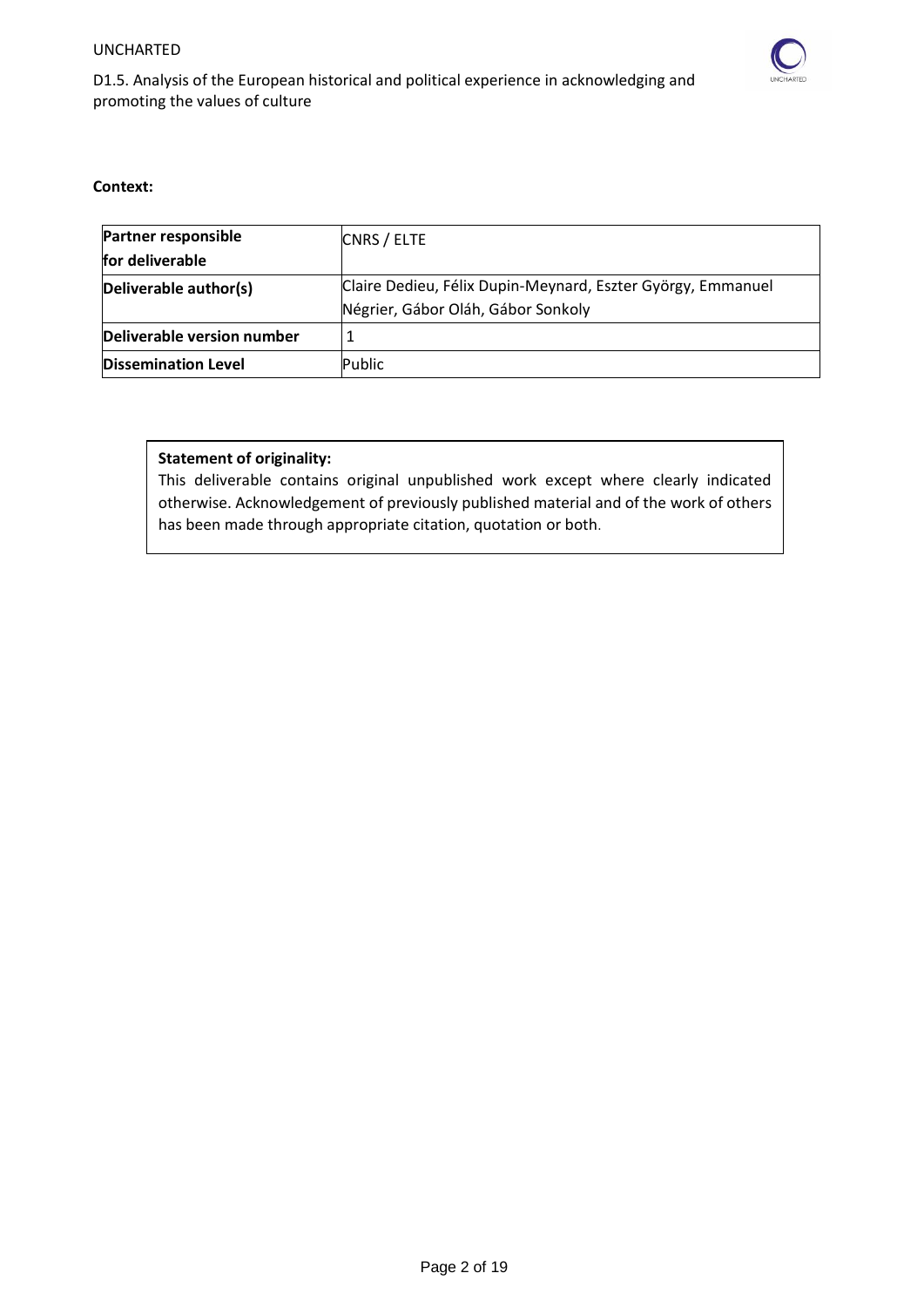**Context:**

| Partner responsible for deliverable | CNRS / ELTE |
|---|---|
| Deliverable author(s) | Claire Dedieu, Félix Dupin-Meynard, Eszter György, Emmanuel Négrier, Gábor Oláh, Gábor Sonkoly |
| Deliverable version number | 1 |
| Dissemination Level | Public |

**Statement of originality:**

This deliverable contains original unpublished work except where clearly indicated otherwise. Acknowledgement of previously published material and of the work of others has been made through appropriate citation, quotation or both.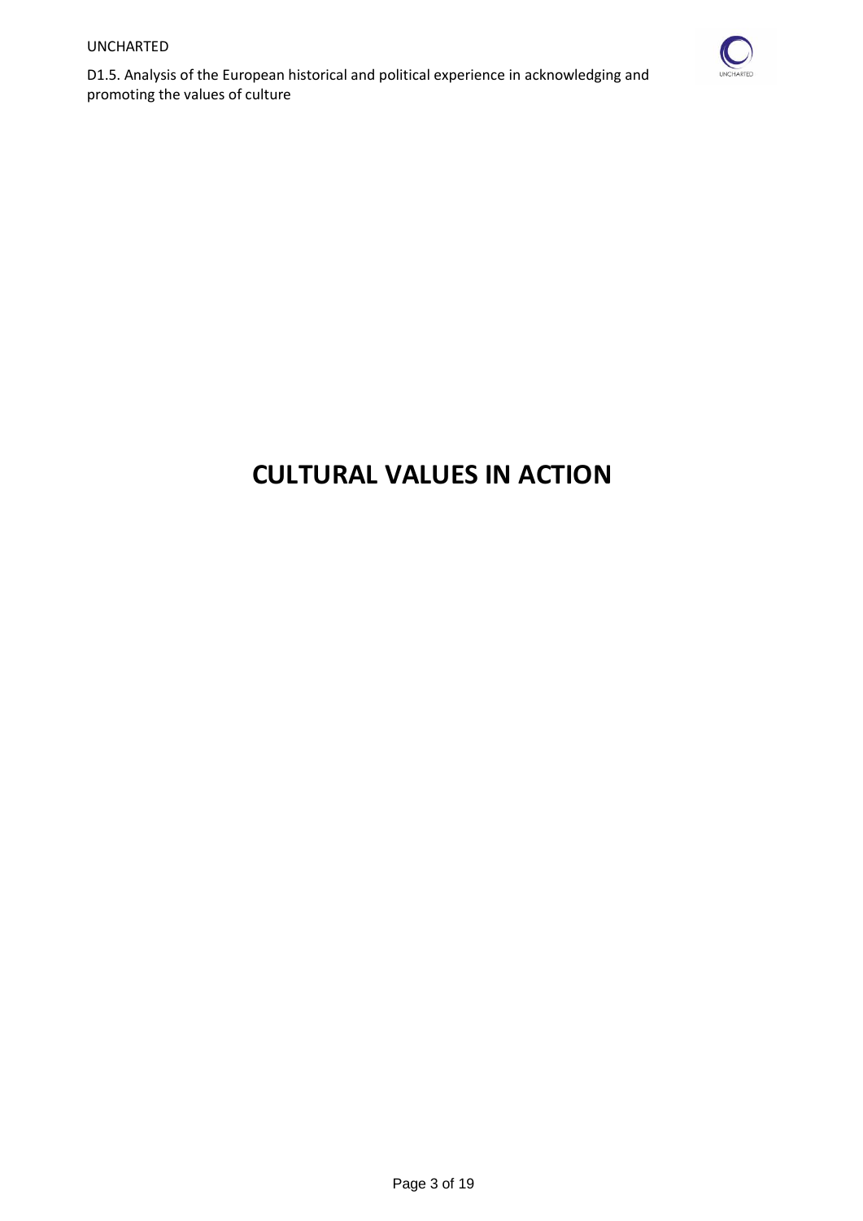# CULTURAL VALUES IN ACTION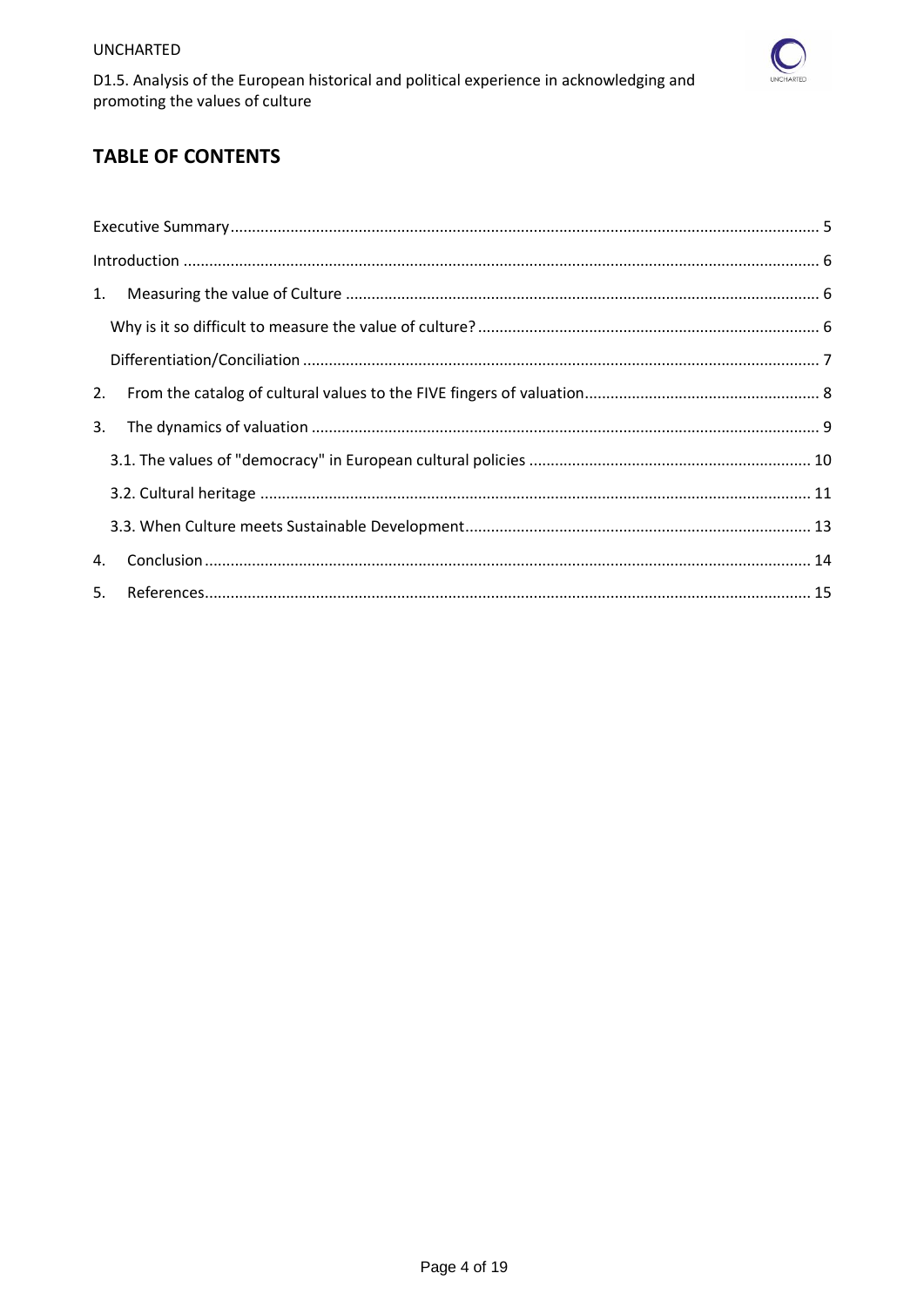## TABLE OF CONTENTS

Executive Summary ........................................................................................................................ 5

Introduction .................................................................................................................................. 6

1. Measuring the value of Culture ............................................................................................. 6

   Why is it so difficult to measure the value of culture? .............................................................. 6

   Differentiation/Conciliation ........................................................................................................ 7

2. From the catalog of cultural values to the FIVE fingers of valuation ....................................... 8

3. The dynamics of valuation ...................................................................................................... 9

   3.1. The values of "democracy" in European cultural policies ................................................. 10

   3.2. Cultural heritage ............................................................................................................... 11

   3.3. When Culture meets Sustainable Development................................................................ 13

4. Conclusion ............................................................................................................................ 14

5. References............................................................................................................................. 15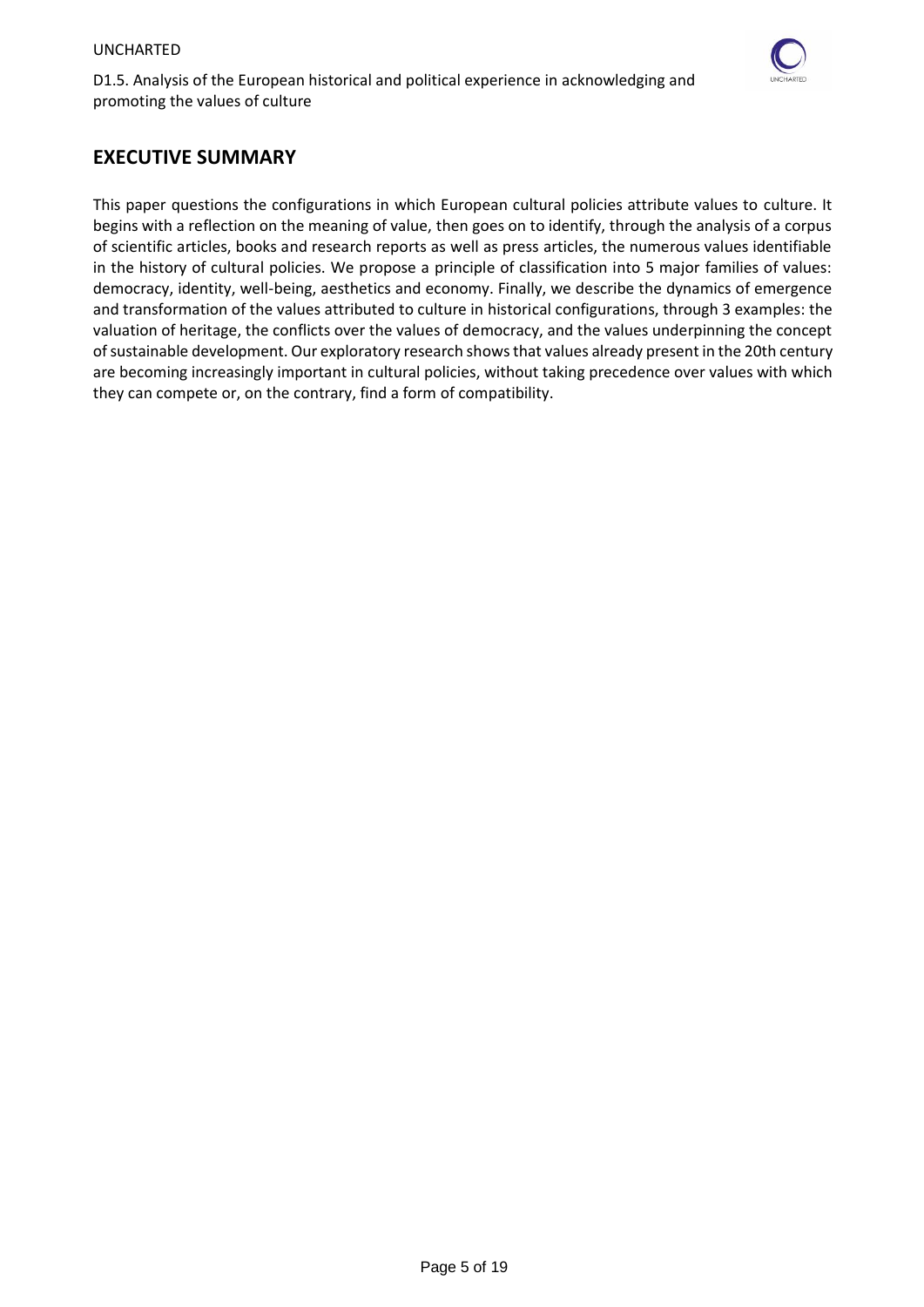## EXECUTIVE SUMMARY

This paper questions the configurations in which European cultural policies attribute values to culture. It begins with a reflection on the meaning of value, then goes on to identify, through the analysis of a corpus of scientific articles, books and research reports as well as press articles, the numerous values identifiable in the history of cultural policies. We propose a principle of classification into 5 major families of values: democracy, identity, well-being, aesthetics and economy. Finally, we describe the dynamics of emergence and transformation of the values attributed to culture in historical configurations, through 3 examples: the valuation of heritage, the conflicts over the values of democracy, and the values underpinning the concept of sustainable development. Our exploratory research shows that values already present in the 20th century are becoming increasingly important in cultural policies, without taking precedence over values with which they can compete or, on the contrary, find a form of compatibility.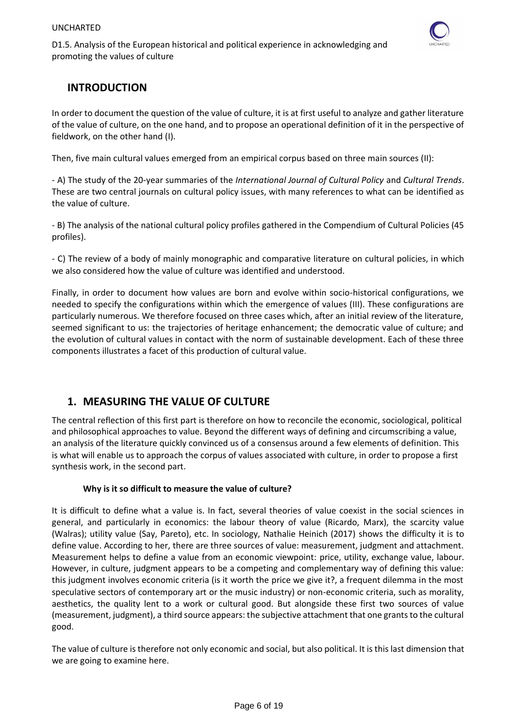## INTRODUCTION

In order to document the question of the value of culture, it is at first useful to analyze and gather literature of the value of culture, on the one hand, and to propose an operational definition of it in the perspective of fieldwork, on the other hand (I).

Then, five main cultural values emerged from an empirical corpus based on three main sources (II):

- A) The study of the 20-year summaries of the *International Journal of Cultural Policy* and *Cultural Trends*. These are two central journals on cultural policy issues, with many references to what can be identified as the value of culture.

- B) The analysis of the national cultural policy profiles gathered in the Compendium of Cultural Policies (45 profiles).

- C) The review of a body of mainly monographic and comparative literature on cultural policies, in which we also considered how the value of culture was identified and understood.

Finally, in order to document how values are born and evolve within socio-historical configurations, we needed to specify the configurations within which the emergence of values (III). These configurations are particularly numerous. We therefore focused on three cases which, after an initial review of the literature, seemed significant to us: the trajectories of heritage enhancement; the democratic value of culture; and the evolution of cultural values in contact with the norm of sustainable development. Each of these three components illustrates a facet of this production of cultural value.

## 1. MEASURING THE VALUE OF CULTURE

The central reflection of this first part is therefore on how to reconcile the economic, sociological, political and philosophical approaches to value. Beyond the different ways of defining and circumscribing a value, an analysis of the literature quickly convinced us of a consensus around a few elements of definition. This is what will enable us to approach the corpus of values associated with culture, in order to propose a first synthesis work, in the second part.

### Why is it so difficult to measure the value of culture?

It is difficult to define what a value is. In fact, several theories of value coexist in the social sciences in general, and particularly in economics: the labour theory of value (Ricardo, Marx), the scarcity value (Walras); utility value (Say, Pareto), etc. In sociology, Nathalie Heinich (2017) shows the difficulty it is to define value. According to her, there are three sources of value: measurement, judgment and attachment. Measurement helps to define a value from an economic viewpoint: price, utility, exchange value, labour. However, in culture, judgment appears to be a competing and complementary way of defining this value: this judgment involves economic criteria (is it worth the price we give it?, a frequent dilemma in the most speculative sectors of contemporary art or the music industry) or non-economic criteria, such as morality, aesthetics, the quality lent to a work or cultural good. But alongside these first two sources of value (measurement, judgment), a third source appears: the subjective attachment that one grants to the cultural good.

The value of culture is therefore not only economic and social, but also political. It is this last dimension that we are going to examine here.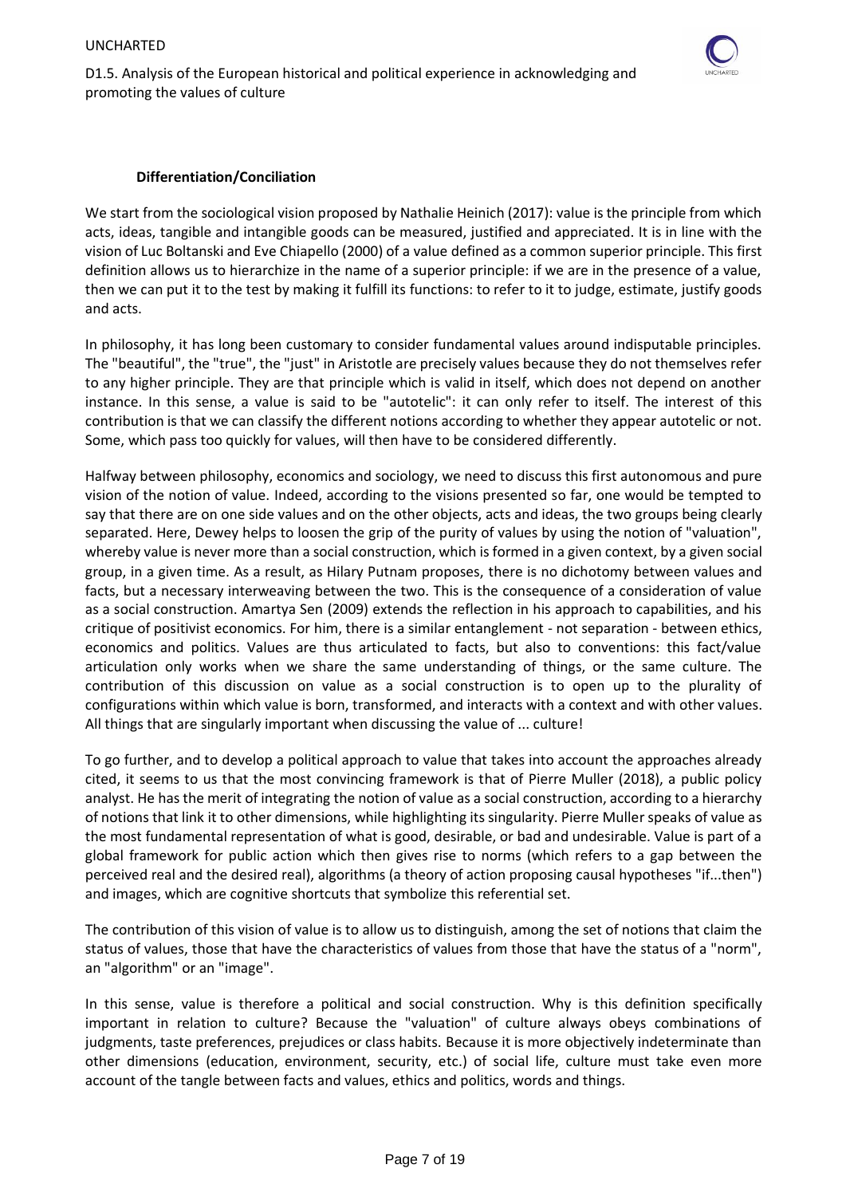### Differentiation/Conciliation

We start from the sociological vision proposed by Nathalie Heinich (2017): value is the principle from which acts, ideas, tangible and intangible goods can be measured, justified and appreciated. It is in line with the vision of Luc Boltanski and Eve Chiapello (2000) of a value defined as a common superior principle. This first definition allows us to hierarchize in the name of a superior principle: if we are in the presence of a value, then we can put it to the test by making it fulfill its functions: to refer to it to judge, estimate, justify goods and acts.

In philosophy, it has long been customary to consider fundamental values around indisputable principles. The "beautiful", the "true", the "just" in Aristotle are precisely values because they do not themselves refer to any higher principle. They are that principle which is valid in itself, which does not depend on another instance. In this sense, a value is said to be "autotelic": it can only refer to itself. The interest of this contribution is that we can classify the different notions according to whether they appear autotelic or not. Some, which pass too quickly for values, will then have to be considered differently.

Halfway between philosophy, economics and sociology, we need to discuss this first autonomous and pure vision of the notion of value. Indeed, according to the visions presented so far, one would be tempted to say that there are on one side values and on the other objects, acts and ideas, the two groups being clearly separated. Here, Dewey helps to loosen the grip of the purity of values by using the notion of "valuation", whereby value is never more than a social construction, which is formed in a given context, by a given social group, in a given time. As a result, as Hilary Putnam proposes, there is no dichotomy between values and facts, but a necessary interweaving between the two. This is the consequence of a consideration of value as a social construction. Amartya Sen (2009) extends the reflection in his approach to capabilities, and his critique of positivist economics. For him, there is a similar entanglement - not separation - between ethics, economics and politics. Values are thus articulated to facts, but also to conventions: this fact/value articulation only works when we share the same understanding of things, or the same culture. The contribution of this discussion on value as a social construction is to open up to the plurality of configurations within which value is born, transformed, and interacts with a context and with other values. All things that are singularly important when discussing the value of ... culture!

To go further, and to develop a political approach to value that takes into account the approaches already cited, it seems to us that the most convincing framework is that of Pierre Muller (2018), a public policy analyst. He has the merit of integrating the notion of value as a social construction, according to a hierarchy of notions that link it to other dimensions, while highlighting its singularity. Pierre Muller speaks of value as the most fundamental representation of what is good, desirable, or bad and undesirable. Value is part of a global framework for public action which then gives rise to norms (which refers to a gap between the perceived real and the desired real), algorithms (a theory of action proposing causal hypotheses "if...then") and images, which are cognitive shortcuts that symbolize this referential set.

The contribution of this vision of value is to allow us to distinguish, among the set of notions that claim the status of values, those that have the characteristics of values from those that have the status of a "norm", an "algorithm" or an "image".

In this sense, value is therefore a political and social construction. Why is this definition specifically important in relation to culture? Because the "valuation" of culture always obeys combinations of judgments, taste preferences, prejudices or class habits. Because it is more objectively indeterminate than other dimensions (education, environment, security, etc.) of social life, culture must take even more account of the tangle between facts and values, ethics and politics, words and things.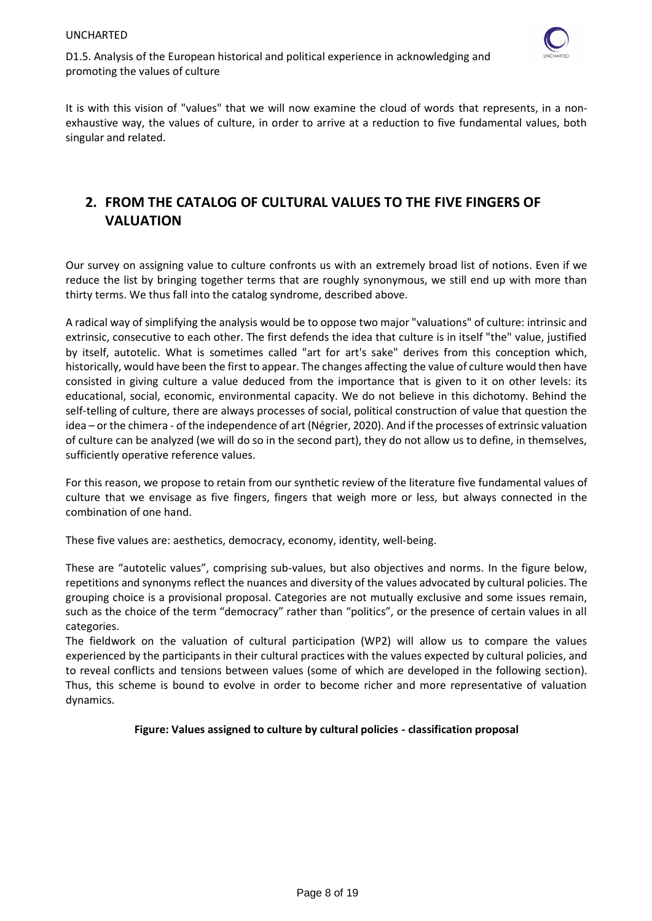It is with this vision of "values" that we will now examine the cloud of words that represents, in a non-exhaustive way, the values of culture, in order to arrive at a reduction to five fundamental values, both singular and related.

## 2. FROM THE CATALOG OF CULTURAL VALUES TO THE FIVE FINGERS OF VALUATION

Our survey on assigning value to culture confronts us with an extremely broad list of notions. Even if we reduce the list by bringing together terms that are roughly synonymous, we still end up with more than thirty terms. We thus fall into the catalog syndrome, described above.

A radical way of simplifying the analysis would be to oppose two major "valuations" of culture: intrinsic and extrinsic, consecutive to each other. The first defends the idea that culture is in itself "the" value, justified by itself, autotelic. What is sometimes called "art for art's sake" derives from this conception which, historically, would have been the first to appear. The changes affecting the value of culture would then have consisted in giving culture a value deduced from the importance that is given to it on other levels: its educational, social, economic, environmental capacity. We do not believe in this dichotomy. Behind the self-telling of culture, there are always processes of social, political construction of value that question the idea – or the chimera - of the independence of art (Négrier, 2020). And if the processes of extrinsic valuation of culture can be analyzed (we will do so in the second part), they do not allow us to define, in themselves, sufficiently operative reference values.

For this reason, we propose to retain from our synthetic review of the literature five fundamental values of culture that we envisage as five fingers, fingers that weigh more or less, but always connected in the combination of one hand.

These five values are: aesthetics, democracy, economy, identity, well-being.

These are "autotelic values", comprising sub-values, but also objectives and norms. In the figure below, repetitions and synonyms reflect the nuances and diversity of the values advocated by cultural policies. The grouping choice is a provisional proposal. Categories are not mutually exclusive and some issues remain, such as the choice of the term "democracy" rather than "politics", or the presence of certain values in all categories.

The fieldwork on the valuation of cultural participation (WP2) will allow us to compare the values experienced by the participants in their cultural practices with the values expected by cultural policies, and to reveal conflicts and tensions between values (some of which are developed in the following section). Thus, this scheme is bound to evolve in order to become richer and more representative of valuation dynamics.

**Figure: Values assigned to culture by cultural policies - classification proposal**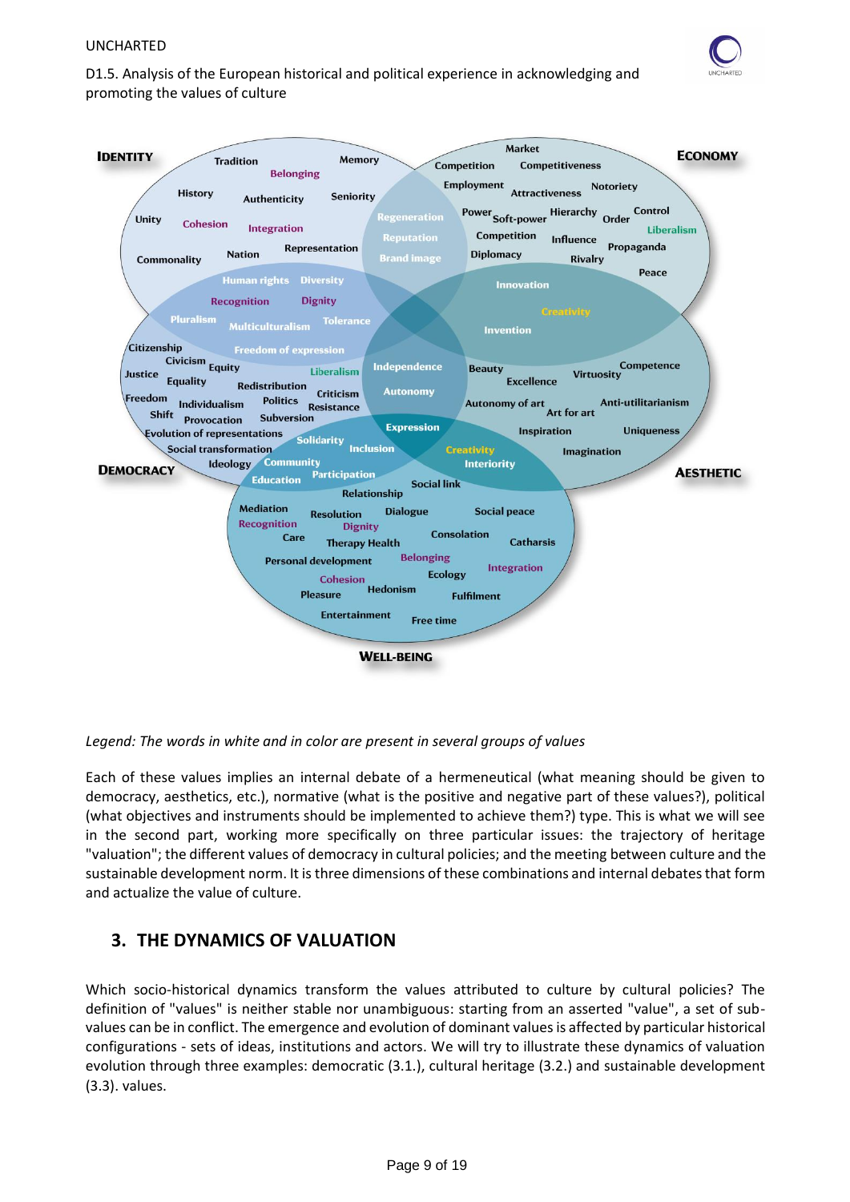*Legend: The words in white and in color are present in several groups of values*

Each of these values implies an internal debate of a hermeneutical (what meaning should be given to democracy, aesthetics, etc.), normative (what is the positive and negative part of these values?), political (what objectives and instruments should be implemented to achieve them?) type. This is what we will see in the second part, working more specifically on three particular issues: the trajectory of heritage "valuation"; the different values of democracy in cultural policies; and the meeting between culture and the sustainable development norm. It is three dimensions of these combinations and internal debates that form and actualize the value of culture.

## 3. THE DYNAMICS OF VALUATION

Which socio-historical dynamics transform the values attributed to culture by cultural policies? The definition of "values" is neither stable nor unambiguous: starting from an asserted "value", a set of sub-values can be in conflict. The emergence and evolution of dominant values is affected by particular historical configurations - sets of ideas, institutions and actors. We will try to illustrate these dynamics of valuation evolution through three examples: democratic (3.1.), cultural heritage (3.2.) and sustainable development (3.3). values.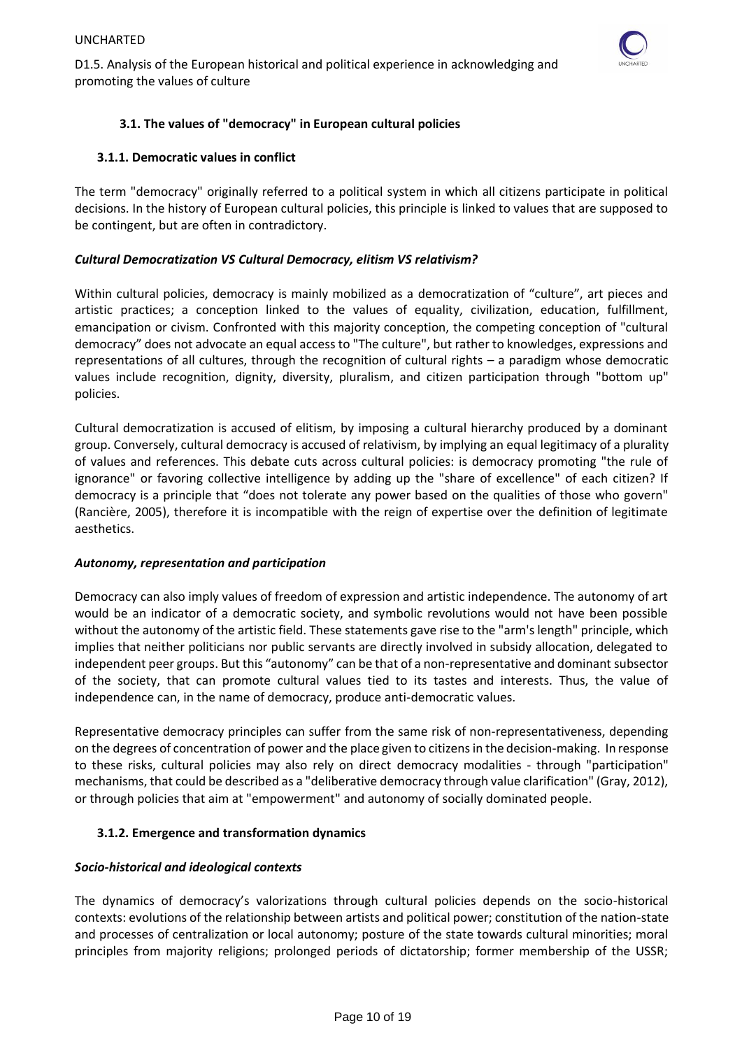### 3.1. The values of "democracy" in European cultural policies

#### 3.1.1. Democratic values in conflict

The term "democracy" originally referred to a political system in which all citizens participate in political decisions. In the history of European cultural policies, this principle is linked to values that are supposed to be contingent, but are often in contradictory.

***Cultural Democratization VS Cultural Democracy, elitism VS relativism?***

Within cultural policies, democracy is mainly mobilized as a democratization of "culture", art pieces and artistic practices; a conception linked to the values of equality, civilization, education, fulfillment, emancipation or civism. Confronted with this majority conception, the competing conception of "cultural democracy" does not advocate an equal access to "The culture", but rather to knowledges, expressions and representations of all cultures, through the recognition of cultural rights – a paradigm whose democratic values include recognition, dignity, diversity, pluralism, and citizen participation through "bottom up" policies.

Cultural democratization is accused of elitism, by imposing a cultural hierarchy produced by a dominant group. Conversely, cultural democracy is accused of relativism, by implying an equal legitimacy of a plurality of values and references. This debate cuts across cultural policies: is democracy promoting "the rule of ignorance" or favoring collective intelligence by adding up the "share of excellence" of each citizen? If democracy is a principle that "does not tolerate any power based on the qualities of those who govern" (Rancière, 2005), therefore it is incompatible with the reign of expertise over the definition of legitimate aesthetics.

***Autonomy, representation and participation***

Democracy can also imply values of freedom of expression and artistic independence. The autonomy of art would be an indicator of a democratic society, and symbolic revolutions would not have been possible without the autonomy of the artistic field. These statements gave rise to the "arm's length" principle, which implies that neither politicians nor public servants are directly involved in subsidy allocation, delegated to independent peer groups. But this "autonomy" can be that of a non-representative and dominant subsector of the society, that can promote cultural values tied to its tastes and interests. Thus, the value of independence can, in the name of democracy, produce anti-democratic values.

Representative democracy principles can suffer from the same risk of non-representativeness, depending on the degrees of concentration of power and the place given to citizens in the decision-making. In response to these risks, cultural policies may also rely on direct democracy modalities - through "participation" mechanisms, that could be described as a "deliberative democracy through value clarification" (Gray, 2012), or through policies that aim at "empowerment" and autonomy of socially dominated people.

#### 3.1.2. Emergence and transformation dynamics

***Socio-historical and ideological contexts***

The dynamics of democracy's valorizations through cultural policies depends on the socio-historical contexts: evolutions of the relationship between artists and political power; constitution of the nation-state and processes of centralization or local autonomy; posture of the state towards cultural minorities; moral principles from majority religions; prolonged periods of dictatorship; former membership of the USSR;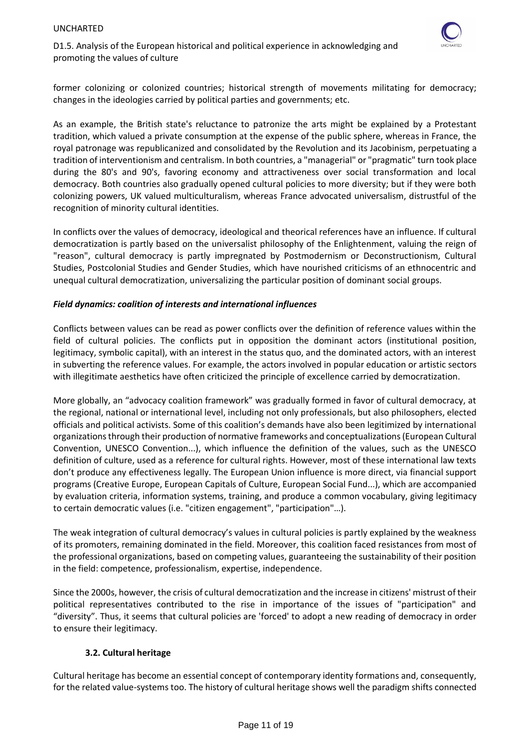former colonizing or colonized countries; historical strength of movements militating for democracy; changes in the ideologies carried by political parties and governments; etc.

As an example, the British state's reluctance to patronize the arts might be explained by a Protestant tradition, which valued a private consumption at the expense of the public sphere, whereas in France, the royal patronage was republicanized and consolidated by the Revolution and its Jacobinism, perpetuating a tradition of interventionism and centralism. In both countries, a "managerial" or "pragmatic" turn took place during the 80's and 90's, favoring economy and attractiveness over social transformation and local democracy. Both countries also gradually opened cultural policies to more diversity; but if they were both colonizing powers, UK valued multiculturalism, whereas France advocated universalism, distrustful of the recognition of minority cultural identities.

In conflicts over the values of democracy, ideological and theorical references have an influence. If cultural democratization is partly based on the universalist philosophy of the Enlightenment, valuing the reign of "reason", cultural democracy is partly impregnated by Postmodernism or Deconstructionism, Cultural Studies, Postcolonial Studies and Gender Studies, which have nourished criticisms of an ethnocentric and unequal cultural democratization, universalizing the particular position of dominant social groups.

***Field dynamics: coalition of interests and international influences***

Conflicts between values can be read as power conflicts over the definition of reference values within the field of cultural policies. The conflicts put in opposition the dominant actors (institutional position, legitimacy, symbolic capital), with an interest in the status quo, and the dominated actors, with an interest in subverting the reference values. For example, the actors involved in popular education or artistic sectors with illegitimate aesthetics have often criticized the principle of excellence carried by democratization.

More globally, an "advocacy coalition framework" was gradually formed in favor of cultural democracy, at the regional, national or international level, including not only professionals, but also philosophers, elected officials and political activists. Some of this coalition's demands have also been legitimized by international organizations through their production of normative frameworks and conceptualizations (European Cultural Convention, UNESCO Convention...), which influence the definition of the values, such as the UNESCO definition of culture, used as a reference for cultural rights. However, most of these international law texts don't produce any effectiveness legally. The European Union influence is more direct, via financial support programs (Creative Europe, European Capitals of Culture, European Social Fund...), which are accompanied by evaluation criteria, information systems, training, and produce a common vocabulary, giving legitimacy to certain democratic values (i.e. "citizen engagement", "participation"…).

The weak integration of cultural democracy's values in cultural policies is partly explained by the weakness of its promoters, remaining dominated in the field. Moreover, this coalition faced resistances from most of the professional organizations, based on competing values, guaranteeing the sustainability of their position in the field: competence, professionalism, expertise, independence.

Since the 2000s, however, the crisis of cultural democratization and the increase in citizens' mistrust of their political representatives contributed to the rise in importance of the issues of "participation" and "diversity". Thus, it seems that cultural policies are 'forced' to adopt a new reading of democracy in order to ensure their legitimacy.

### 3.2. Cultural heritage

Cultural heritage has become an essential concept of contemporary identity formations and, consequently, for the related value-systems too. The history of cultural heritage shows well the paradigm shifts connected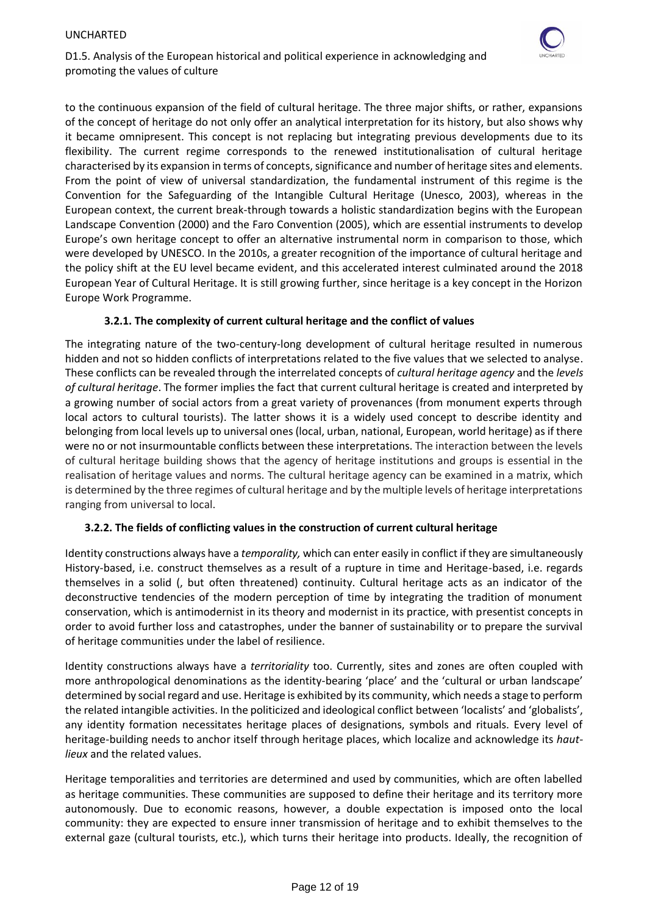to the continuous expansion of the field of cultural heritage. The three major shifts, or rather, expansions of the concept of heritage do not only offer an analytical interpretation for its history, but also shows why it became omnipresent. This concept is not replacing but integrating previous developments due to its flexibility. The current regime corresponds to the renewed institutionalisation of cultural heritage characterised by its expansion in terms of concepts, significance and number of heritage sites and elements. From the point of view of universal standardization, the fundamental instrument of this regime is the Convention for the Safeguarding of the Intangible Cultural Heritage (Unesco, 2003), whereas in the European context, the current break-through towards a holistic standardization begins with the European Landscape Convention (2000) and the Faro Convention (2005), which are essential instruments to develop Europe's own heritage concept to offer an alternative instrumental norm in comparison to those, which were developed by UNESCO. In the 2010s, a greater recognition of the importance of cultural heritage and the policy shift at the EU level became evident, and this accelerated interest culminated around the 2018 European Year of Cultural Heritage. It is still growing further, since heritage is a key concept in the Horizon Europe Work Programme.

### 3.2.1. The complexity of current cultural heritage and the conflict of values

The integrating nature of the two-century-long development of cultural heritage resulted in numerous hidden and not so hidden conflicts of interpretations related to the five values that we selected to analyse. These conflicts can be revealed through the interrelated concepts of *cultural heritage agency* and the *levels of cultural heritage*. The former implies the fact that current cultural heritage is created and interpreted by a growing number of social actors from a great variety of provenances (from monument experts through local actors to cultural tourists). The latter shows it is a widely used concept to describe identity and belonging from local levels up to universal ones (local, urban, national, European, world heritage) as if there were no or not insurmountable conflicts between these interpretations. The interaction between the levels of cultural heritage building shows that the agency of heritage institutions and groups is essential in the realisation of heritage values and norms. The cultural heritage agency can be examined in a matrix, which is determined by the three regimes of cultural heritage and by the multiple levels of heritage interpretations ranging from universal to local.

### 3.2.2. The fields of conflicting values in the construction of current cultural heritage

Identity constructions always have a *temporality,* which can enter easily in conflict if they are simultaneously History-based, i.e. construct themselves as a result of a rupture in time and Heritage-based, i.e. regards themselves in a solid (, but often threatened) continuity. Cultural heritage acts as an indicator of the deconstructive tendencies of the modern perception of time by integrating the tradition of monument conservation, which is antimodernist in its theory and modernist in its practice, with presentist concepts in order to avoid further loss and catastrophes, under the banner of sustainability or to prepare the survival of heritage communities under the label of resilience.

Identity constructions always have a *territoriality* too. Currently, sites and zones are often coupled with more anthropological denominations as the identity-bearing 'place' and the 'cultural or urban landscape' determined by social regard and use. Heritage is exhibited by its community, which needs a stage to perform the related intangible activities. In the politicized and ideological conflict between 'localists' and 'globalists', any identity formation necessitates heritage places of designations, symbols and rituals. Every level of heritage-building needs to anchor itself through heritage places, which localize and acknowledge its *haut-lieux* and the related values.

Heritage temporalities and territories are determined and used by communities, which are often labelled as heritage communities. These communities are supposed to define their heritage and its territory more autonomously. Due to economic reasons, however, a double expectation is imposed onto the local community: they are expected to ensure inner transmission of heritage and to exhibit themselves to the external gaze (cultural tourists, etc.), which turns their heritage into products. Ideally, the recognition of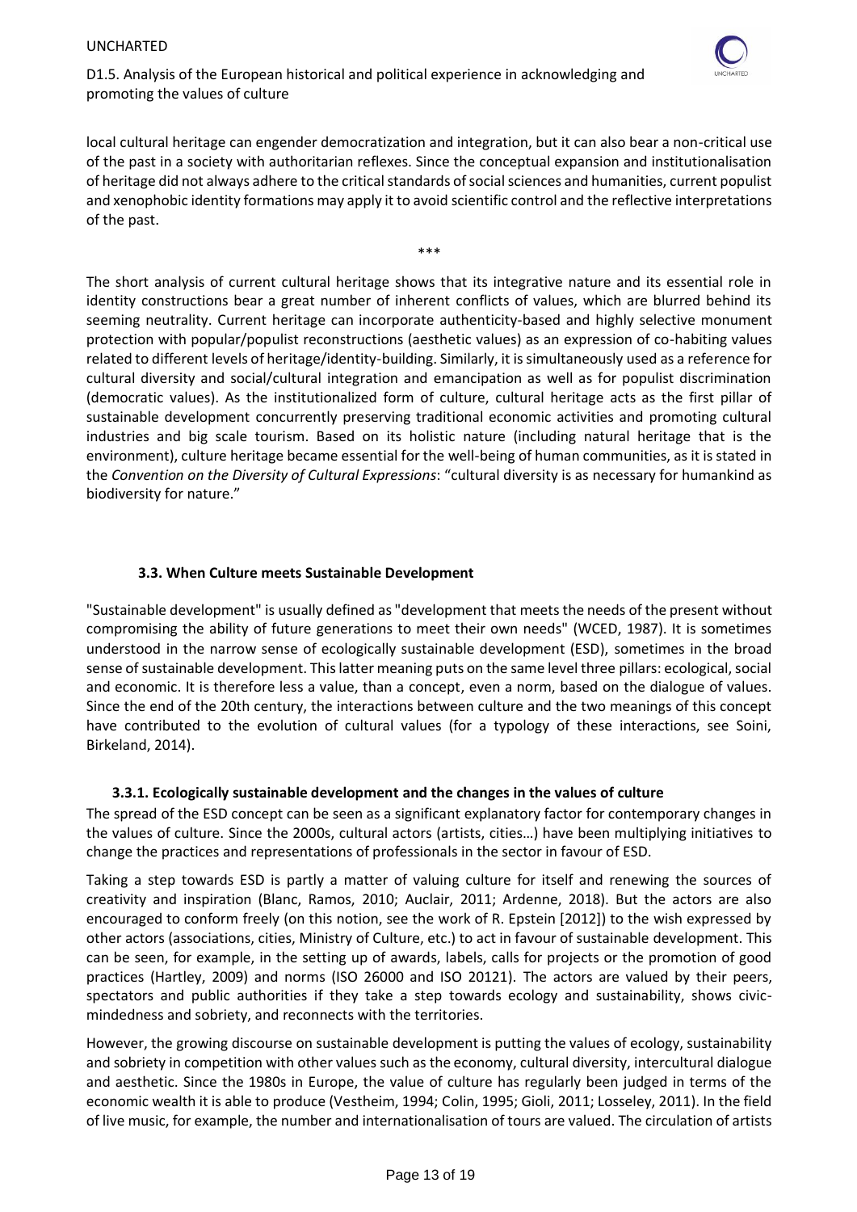local cultural heritage can engender democratization and integration, but it can also bear a non-critical use of the past in a society with authoritarian reflexes. Since the conceptual expansion and institutionalisation of heritage did not always adhere to the critical standards of social sciences and humanities, current populist and xenophobic identity formations may apply it to avoid scientific control and the reflective interpretations of the past.

\*\*\*

The short analysis of current cultural heritage shows that its integrative nature and its essential role in identity constructions bear a great number of inherent conflicts of values, which are blurred behind its seeming neutrality. Current heritage can incorporate authenticity-based and highly selective monument protection with popular/populist reconstructions (aesthetic values) as an expression of co-habiting values related to different levels of heritage/identity-building. Similarly, it is simultaneously used as a reference for cultural diversity and social/cultural integration and emancipation as well as for populist discrimination (democratic values). As the institutionalized form of culture, cultural heritage acts as the first pillar of sustainable development concurrently preserving traditional economic activities and promoting cultural industries and big scale tourism. Based on its holistic nature (including natural heritage that is the environment), culture heritage became essential for the well-being of human communities, as it is stated in the *Convention on the Diversity of Cultural Expressions*: "cultural diversity is as necessary for humankind as biodiversity for nature."

### 3.3. When Culture meets Sustainable Development

"Sustainable development" is usually defined as "development that meets the needs of the present without compromising the ability of future generations to meet their own needs" (WCED, 1987). It is sometimes understood in the narrow sense of ecologically sustainable development (ESD), sometimes in the broad sense of sustainable development. This latter meaning puts on the same level three pillars: ecological, social and economic. It is therefore less a value, than a concept, even a norm, based on the dialogue of values. Since the end of the 20th century, the interactions between culture and the two meanings of this concept have contributed to the evolution of cultural values (for a typology of these interactions, see Soini, Birkeland, 2014).

#### 3.3.1. Ecologically sustainable development and the changes in the values of culture

The spread of the ESD concept can be seen as a significant explanatory factor for contemporary changes in the values of culture. Since the 2000s, cultural actors (artists, cities…) have been multiplying initiatives to change the practices and representations of professionals in the sector in favour of ESD.

Taking a step towards ESD is partly a matter of valuing culture for itself and renewing the sources of creativity and inspiration (Blanc, Ramos, 2010; Auclair, 2011; Ardenne, 2018). But the actors are also encouraged to conform freely (on this notion, see the work of R. Epstein [2012]) to the wish expressed by other actors (associations, cities, Ministry of Culture, etc.) to act in favour of sustainable development. This can be seen, for example, in the setting up of awards, labels, calls for projects or the promotion of good practices (Hartley, 2009) and norms (ISO 26000 and ISO 20121). The actors are valued by their peers, spectators and public authorities if they take a step towards ecology and sustainability, shows civic-mindedness and sobriety, and reconnects with the territories.

However, the growing discourse on sustainable development is putting the values of ecology, sustainability and sobriety in competition with other values such as the economy, cultural diversity, intercultural dialogue and aesthetic. Since the 1980s in Europe, the value of culture has regularly been judged in terms of the economic wealth it is able to produce (Vestheim, 1994; Colin, 1995; Gioli, 2011; Losseley, 2011). In the field of live music, for example, the number and internationalisation of tours are valued. The circulation of artists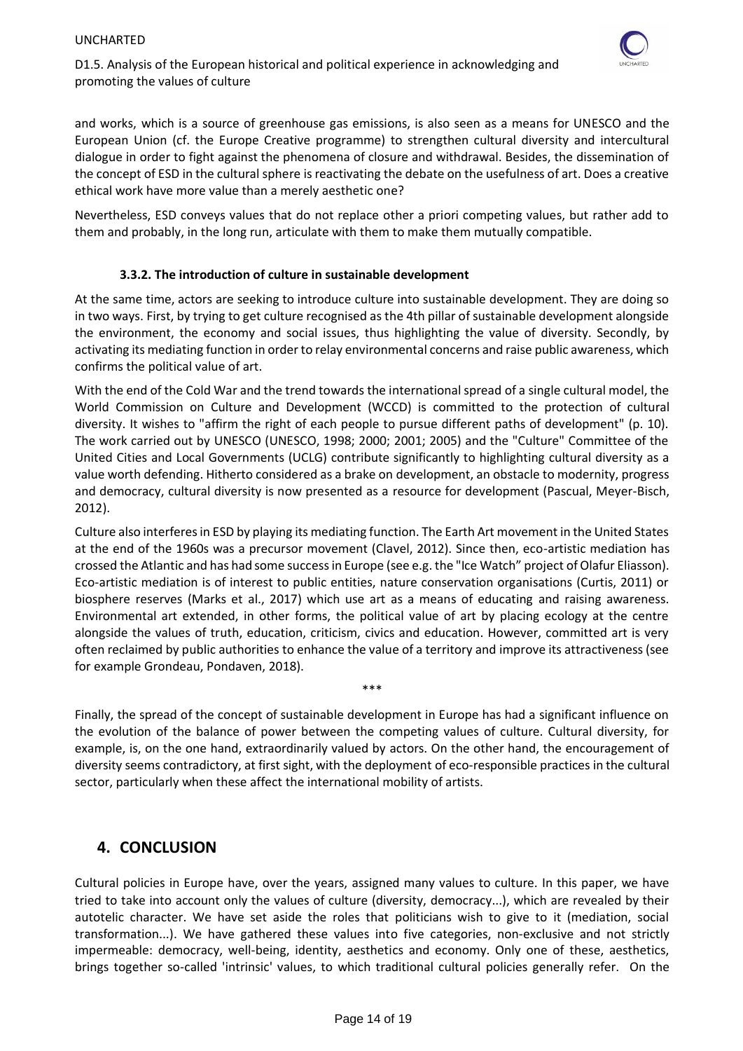and works, which is a source of greenhouse gas emissions, is also seen as a means for UNESCO and the European Union (cf. the Europe Creative programme) to strengthen cultural diversity and intercultural dialogue in order to fight against the phenomena of closure and withdrawal. Besides, the dissemination of the concept of ESD in the cultural sphere is reactivating the debate on the usefulness of art. Does a creative ethical work have more value than a merely aesthetic one?

Nevertheless, ESD conveys values that do not replace other a priori competing values, but rather add to them and probably, in the long run, articulate with them to make them mutually compatible.

#### 3.3.2. The introduction of culture in sustainable development

At the same time, actors are seeking to introduce culture into sustainable development. They are doing so in two ways. First, by trying to get culture recognised as the 4th pillar of sustainable development alongside the environment, the economy and social issues, thus highlighting the value of diversity. Secondly, by activating its mediating function in order to relay environmental concerns and raise public awareness, which confirms the political value of art.

With the end of the Cold War and the trend towards the international spread of a single cultural model, the World Commission on Culture and Development (WCCD) is committed to the protection of cultural diversity. It wishes to "affirm the right of each people to pursue different paths of development" (p. 10). The work carried out by UNESCO (UNESCO, 1998; 2000; 2001; 2005) and the "Culture" Committee of the United Cities and Local Governments (UCLG) contribute significantly to highlighting cultural diversity as a value worth defending. Hitherto considered as a brake on development, an obstacle to modernity, progress and democracy, cultural diversity is now presented as a resource for development (Pascual, Meyer-Bisch, 2012).

Culture also interferes in ESD by playing its mediating function. The Earth Art movement in the United States at the end of the 1960s was a precursor movement (Clavel, 2012). Since then, eco-artistic mediation has crossed the Atlantic and has had some success in Europe (see e.g. the "Ice Watch" project of Olafur Eliasson). Eco-artistic mediation is of interest to public entities, nature conservation organisations (Curtis, 2011) or biosphere reserves (Marks et al., 2017) which use art as a means of educating and raising awareness. Environmental art extended, in other forms, the political value of art by placing ecology at the centre alongside the values of truth, education, criticism, civics and education. However, committed art is very often reclaimed by public authorities to enhance the value of a territory and improve its attractiveness (see for example Grondeau, Pondaven, 2018).

\*\*\*

Finally, the spread of the concept of sustainable development in Europe has had a significant influence on the evolution of the balance of power between the competing values of culture. Cultural diversity, for example, is, on the one hand, extraordinarily valued by actors. On the other hand, the encouragement of diversity seems contradictory, at first sight, with the deployment of eco-responsible practices in the cultural sector, particularly when these affect the international mobility of artists.

## 4. CONCLUSION

Cultural policies in Europe have, over the years, assigned many values to culture. In this paper, we have tried to take into account only the values of culture (diversity, democracy...), which are revealed by their autotelic character. We have set aside the roles that politicians wish to give to it (mediation, social transformation...). We have gathered these values into five categories, non-exclusive and not strictly impermeable: democracy, well-being, identity, aesthetics and economy. Only one of these, aesthetics, brings together so-called 'intrinsic' values, to which traditional cultural policies generally refer. On the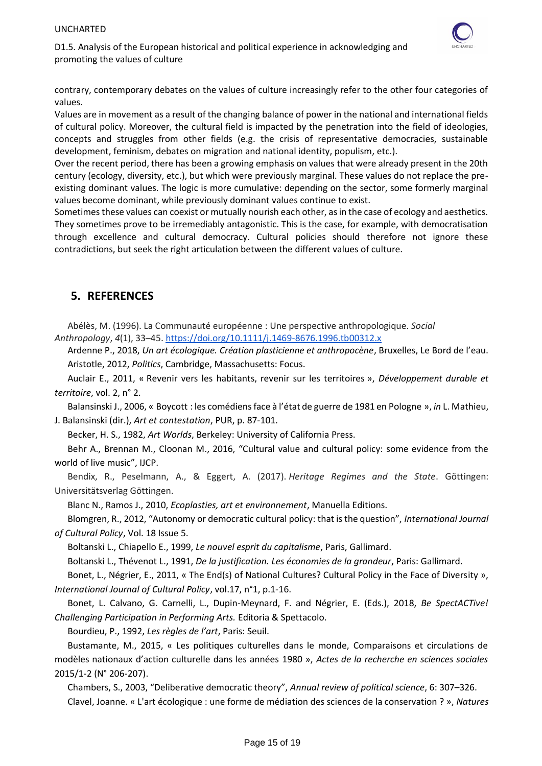contrary, contemporary debates on the values of culture increasingly refer to the other four categories of values.

Values are in movement as a result of the changing balance of power in the national and international fields of cultural policy. Moreover, the cultural field is impacted by the penetration into the field of ideologies, concepts and struggles from other fields (e.g. the crisis of representative democracies, sustainable development, feminism, debates on migration and national identity, populism, etc.).

Over the recent period, there has been a growing emphasis on values that were already present in the 20th century (ecology, diversity, etc.), but which were previously marginal. These values do not replace the pre-existing dominant values. The logic is more cumulative: depending on the sector, some formerly marginal values become dominant, while previously dominant values continue to exist.

Sometimes these values can coexist or mutually nourish each other, as in the case of ecology and aesthetics. They sometimes prove to be irremediably antagonistic. This is the case, for example, with democratisation through excellence and cultural democracy. Cultural policies should therefore not ignore these contradictions, but seek the right articulation between the different values of culture.

## 5. REFERENCES

Abélès, M. (1996). La Communauté européenne : Une perspective anthropologique. *Social Anthropology*, *4*(1), 33–45. https://doi.org/10.1111/j.1469-8676.1996.tb00312.x

Ardenne P., 2018, *Un art écologique. Création plasticienne et anthropocène*, Bruxelles, Le Bord de l'eau.

Aristotle, 2012, *Politics*, Cambridge, Massachusetts: Focus.

Auclair E., 2011, « Revenir vers les habitants, revenir sur les territoires », *Développement durable et territoire*, vol. 2, n° 2.

Balansinski J., 2006, « Boycott : les comédiens face à l'état de guerre de 1981 en Pologne », *in* L. Mathieu, J. Balansinski (dir.), *Art et contestation*, PUR, p. 87-101.

Becker, H. S., 1982, *Art Worlds*, Berkeley: University of California Press.

Behr A., Brennan M., Cloonan M., 2016, "Cultural value and cultural policy: some evidence from the world of live music", IJCP.

Bendix, R., Peselmann, A., & Eggert, A. (2017). *Heritage Regimes and the State*. Göttingen: Universitätsverlag Göttingen.

Blanc N., Ramos J., 2010, *Ecoplasties, art et environnement*, Manuella Editions.

Blomgren, R., 2012, "Autonomy or democratic cultural policy: that is the question", *International Journal of Cultural Policy*, Vol. 18 Issue 5.

Boltanski L., Chiapello E., 1999, *Le nouvel esprit du capitalisme*, Paris, Gallimard.

Boltanski L., Thévenot L., 1991, *De la justification. Les économies de la grandeur*, Paris: Gallimard.

Bonet, L., Négrier, E., 2011, « The End(s) of National Cultures? Cultural Policy in the Face of Diversity », *International Journal of Cultural Policy*, vol.17, n°1, p.1-16.

Bonet, L. Calvano, G. Carnelli, L., Dupin-Meynard, F. and Négrier, E. (Eds.), 2018, *Be SpectACTive! Challenging Participation in Performing Arts.* Editoria & Spettacolo.

Bourdieu, P., 1992, *Les règles de l'art*, Paris: Seuil.

Bustamante, M., 2015, « Les politiques culturelles dans le monde, Comparaisons et circulations de modèles nationaux d'action culturelle dans les années 1980 », *Actes de la recherche en sciences sociales* 2015/1-2 (N° 206-207).

Chambers, S., 2003, "Deliberative democratic theory", *Annual review of political science*, 6: 307–326.

Clavel, Joanne. « L'art écologique : une forme de médiation des sciences de la conservation ? », *Natures*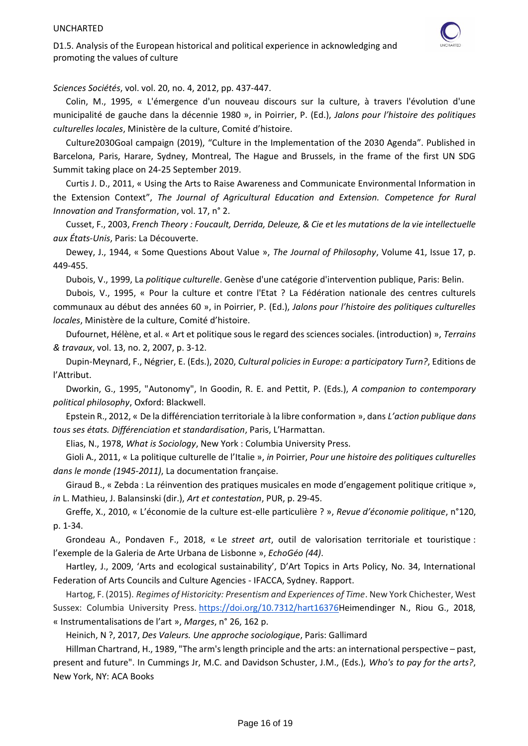*Sciences Sociétés*, vol. vol. 20, no. 4, 2012, pp. 437-447.

Colin, M., 1995, « L'émergence d'un nouveau discours sur la culture, à travers l'évolution d'une municipalité de gauche dans la décennie 1980 », in Poirrier, P. (Ed.), *Jalons pour l'histoire des politiques culturelles locales*, Ministère de la culture, Comité d'histoire.

Culture2030Goal campaign (2019), "Culture in the Implementation of the 2030 Agenda". Published in Barcelona, Paris, Harare, Sydney, Montreal, The Hague and Brussels, in the frame of the first UN SDG Summit taking place on 24-25 September 2019.

Curtis J. D., 2011, « Using the Arts to Raise Awareness and Communicate Environmental Information in the Extension Context", *The Journal of Agricultural Education and Extension. Competence for Rural Innovation and Transformation*, vol. 17, n° 2.

Cusset, F., 2003, *French Theory : Foucault, Derrida, Deleuze, & Cie et les mutations de la vie intellectuelle aux États-Unis*, Paris: La Découverte.

Dewey, J., 1944, « Some Questions About Value », *The Journal of Philosophy*, Volume 41, Issue 17, p. 449-455.

Dubois, V., 1999, La *politique culturelle*. Genèse d'une catégorie d'intervention publique, Paris: Belin.

Dubois, V., 1995, « Pour la culture et contre l'Etat ? La Fédération nationale des centres culturels communaux au début des années 60 », in Poirrier, P. (Ed.), *Jalons pour l'histoire des politiques culturelles locales*, Ministère de la culture, Comité d'histoire.

Dufournet, Hélène, et al. « Art et politique sous le regard des sciences sociales. (introduction) », *Terrains & travaux*, vol. 13, no. 2, 2007, p. 3-12.

Dupin-Meynard, F., Négrier, E. (Eds.), 2020, *Cultural policies in Europe: a participatory Turn?*, Editions de l'Attribut.

Dworkin, G., 1995, "Autonomy", In Goodin, R. E. and Pettit, P. (Eds.), *A companion to contemporary political philosophy*, Oxford: Blackwell.

Epstein R., 2012, « De la différenciation territoriale à la libre conformation », dans *L'action publique dans tous ses états. Différenciation et standardisation*, Paris, L'Harmattan.

Elias, N., 1978, *What is Sociology*, New York : Columbia University Press.

Gioli A., 2011, « La politique culturelle de l'Italie », *in* Poirrier, *Pour une histoire des politiques culturelles dans le monde (1945-2011)*, La documentation française.

Giraud B., « Zebda : La réinvention des pratiques musicales en mode d'engagement politique critique », *in* L. Mathieu, J. Balansinski (dir.), *Art et contestation*, PUR, p. 29-45.

Greffe, X., 2010, « L'économie de la culture est-elle particulière ? », *Revue d'économie politique*, n°120, p. 1-34.

Grondeau A., Pondaven F., 2018, « Le *street art*, outil de valorisation territoriale et touristique : l'exemple de la Galeria de Arte Urbana de Lisbonne », *EchoGéo (44)*.

Hartley, J., 2009, 'Arts and ecological sustainability', D'Art Topics in Arts Policy, No. 34, International Federation of Arts Councils and Culture Agencies - IFACCA, Sydney. Rapport.

Hartog, F. (2015). *Regimes of Historicity: Presentism and Experiences of Time*. New York Chichester, West Sussex: Columbia University Press. https://doi.org/10.7312/hart16376Heimendinger N., Riou G., 2018, « Instrumentalisations de l'art », *Marges*, n° 26, 162 p.

Heinich, N ?, 2017, *Des Valeurs. Une approche sociologique*, Paris: Gallimard

Hillman Chartrand, H., 1989, "The arm's length principle and the arts: an international perspective – past, present and future". In Cummings Jr, M.C. and Davidson Schuster, J.M., (Eds.), *Who's to pay for the arts?*, New York, NY: ACA Books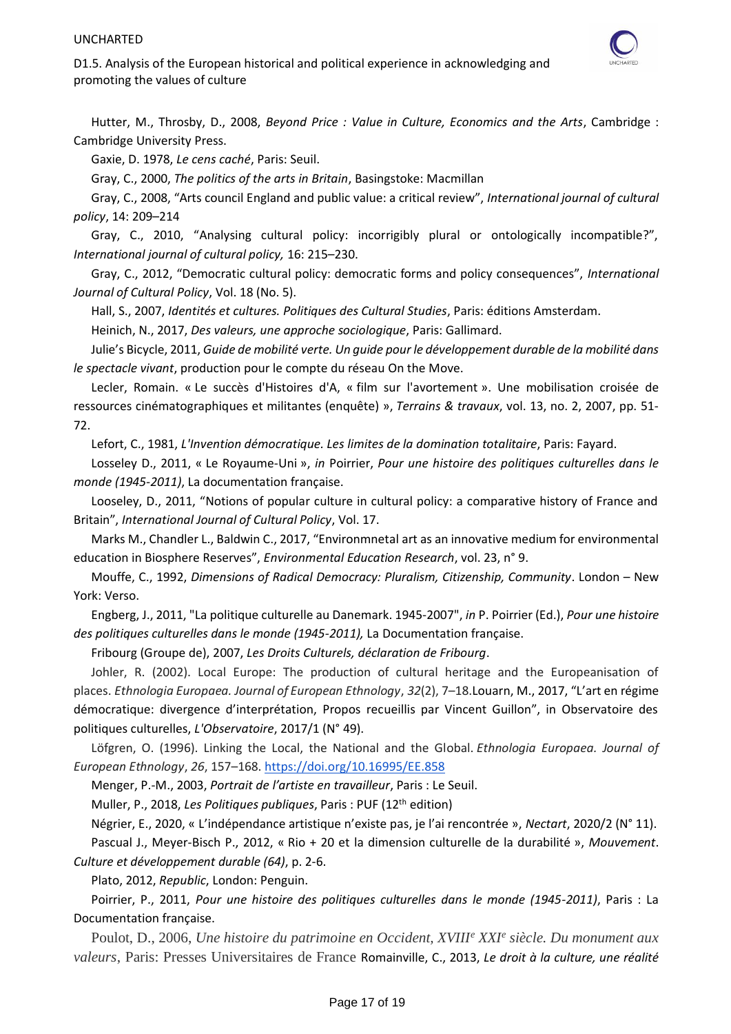Hutter, M., Throsby, D., 2008, *Beyond Price : Value in Culture, Economics and the Arts*, Cambridge : Cambridge University Press.

Gaxie, D. 1978, *Le cens caché*, Paris: Seuil.

Gray, C., 2000, *The politics of the arts in Britain*, Basingstoke: Macmillan

Gray, C., 2008, "Arts council England and public value: a critical review", *International journal of cultural policy*, 14: 209–214

Gray, C., 2010, "Analysing cultural policy: incorrigibly plural or ontologically incompatible?", *International journal of cultural policy,* 16: 215–230.

Gray, C., 2012, "Democratic cultural policy: democratic forms and policy consequences", *International Journal of Cultural Policy*, Vol. 18 (No. 5).

Hall, S., 2007, *Identités et cultures. Politiques des Cultural Studies*, Paris: éditions Amsterdam.

Heinich, N., 2017, *Des valeurs, une approche sociologique*, Paris: Gallimard.

Julie's Bicycle, 2011, *Guide de mobilité verte. Un guide pour le développement durable de la mobilité dans le spectacle vivant*, production pour le compte du réseau On the Move.

Lecler, Romain. « Le succès d'Histoires d'A, « film sur l'avortement ». Une mobilisation croisée de ressources cinématographiques et militantes (enquête) », *Terrains & travaux*, vol. 13, no. 2, 2007, pp. 51-72.

Lefort, C., 1981, *L'Invention démocratique. Les limites de la domination totalitaire*, Paris: Fayard.

Losseley D., 2011, « Le Royaume-Uni », *in* Poirrier, *Pour une histoire des politiques culturelles dans le monde (1945-2011)*, La documentation française.

Looseley, D., 2011, "Notions of popular culture in cultural policy: a comparative history of France and Britain", *International Journal of Cultural Policy*, Vol. 17.

Marks M., Chandler L., Baldwin C., 2017, "Environmnetal art as an innovative medium for environmental education in Biosphere Reserves", *Environmental Education Research*, vol. 23, n° 9.

Mouffe, C., 1992, *Dimensions of Radical Democracy: Pluralism, Citizenship, Community*. London – New York: Verso.

Engberg, J., 2011, "La politique culturelle au Danemark. 1945-2007", *in* P. Poirrier (Ed.), *Pour une histoire des politiques culturelles dans le monde (1945-2011),* La Documentation française.

Fribourg (Groupe de), 2007, *Les Droits Culturels, déclaration de Fribourg*.

Johler, R. (2002). Local Europe: The production of cultural heritage and the Europeanisation of places. *Ethnologia Europaea. Journal of European Ethnology*, *32*(2), 7–18.Louarn, M., 2017, "L'art en régime démocratique: divergence d'interprétation, Propos recueillis par Vincent Guillon", in Observatoire des politiques culturelles, *L'Observatoire*, 2017/1 (N° 49).

Löfgren, O. (1996). Linking the Local, the National and the Global. *Ethnologia Europaea. Journal of European Ethnology*, *26*, 157–168. https://doi.org/10.16995/EE.858

Menger, P.-M., 2003, *Portrait de l'artiste en travailleur*, Paris : Le Seuil.

Muller, P., 2018, *Les Politiques publiques*, Paris : PUF (12th edition)

Négrier, E., 2020, « L'indépendance artistique n'existe pas, je l'ai rencontrée », *Nectart*, 2020/2 (N° 11).

Pascual J., Meyer-Bisch P., 2012, « Rio + 20 et la dimension culturelle de la durabilité », *Mouvement. Culture et développement durable (64)*, p. 2-6.

Plato, 2012, *Republic*, London: Penguin.

Poirrier, P., 2011, *Pour une histoire des politiques culturelles dans le monde (1945-2011)*, Paris : La Documentation française.

Poulot, D., 2006, *Une histoire du patrimoine en Occident, XVIIIe XXIe siècle. Du monument aux valeurs*, Paris: Presses Universitaires de France Romainville, C., 2013, *Le droit à la culture, une réalité*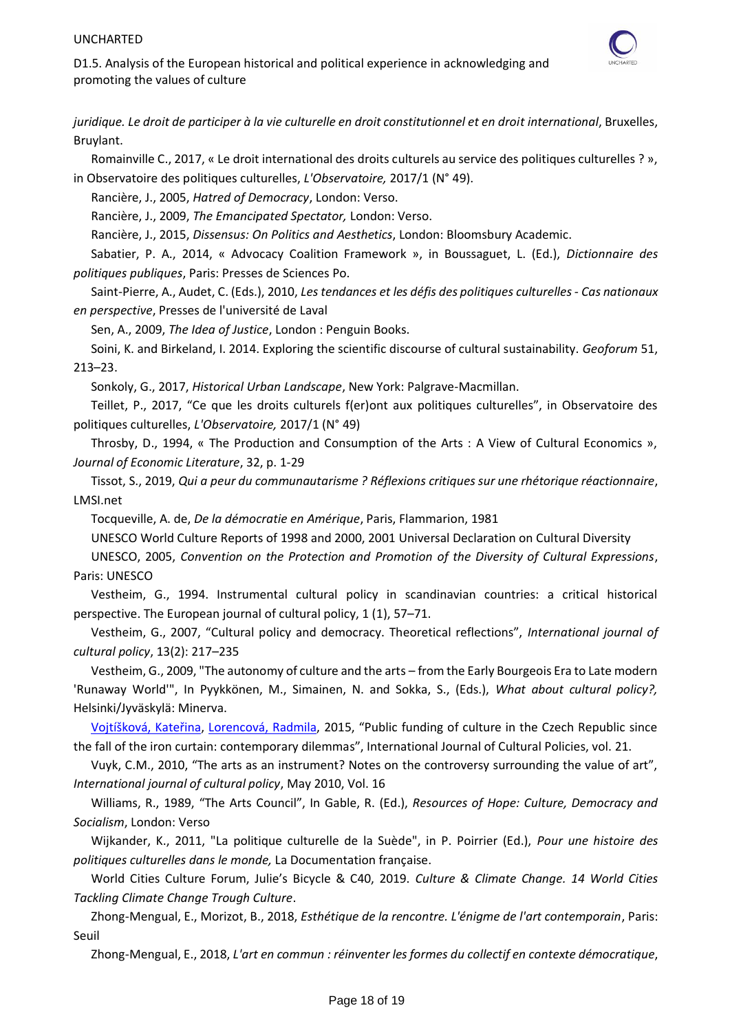*juridique. Le droit de participer à la vie culturelle en droit constitutionnel et en droit international*, Bruxelles, Bruylant.

Romainville C., 2017, « Le droit international des droits culturels au service des politiques culturelles ? », in Observatoire des politiques culturelles, *L'Observatoire,* 2017/1 (N° 49).

Rancière, J., 2005, *Hatred of Democracy*, London: Verso.

Rancière, J., 2009, *The Emancipated Spectator,* London: Verso.

Rancière, J., 2015, *Dissensus: On Politics and Aesthetics*, London: Bloomsbury Academic.

Sabatier, P. A., 2014, « Advocacy Coalition Framework », in Boussaguet, L. (Ed.), *Dictionnaire des politiques publiques*, Paris: Presses de Sciences Po.

Saint-Pierre, A., Audet, C. (Eds.), 2010, *Les tendances et les défis des politiques culturelles - Cas nationaux en perspective*, Presses de l'université de Laval

Sen, A., 2009, *The Idea of Justice*, London : Penguin Books.

Soini, K. and Birkeland, I. 2014. Exploring the scientific discourse of cultural sustainability. *Geoforum* 51, 213–23.

Sonkoly, G., 2017, *Historical Urban Landscape*, New York: Palgrave-Macmillan.

Teillet, P., 2017, "Ce que les droits culturels f(er)ont aux politiques culturelles", in Observatoire des politiques culturelles, *L'Observatoire,* 2017/1 (N° 49)

Throsby, D., 1994, « The Production and Consumption of the Arts : A View of Cultural Economics », *Journal of Economic Literature*, 32, p. 1-29

Tissot, S., 2019, *Qui a peur du communautarisme ? Réflexions critiques sur une rhétorique réactionnaire*, LMSI.net

Tocqueville, A. de, *De la démocratie en Amérique*, Paris, Flammarion, 1981

UNESCO World Culture Reports of 1998 and 2000, 2001 Universal Declaration on Cultural Diversity

UNESCO, 2005, *Convention on the Protection and Promotion of the Diversity of Cultural Expressions*, Paris: UNESCO

Vestheim, G., 1994. Instrumental cultural policy in scandinavian countries: a critical historical perspective. The European journal of cultural policy, 1 (1), 57–71.

Vestheim, G., 2007, "Cultural policy and democracy. Theoretical reflections", *International journal of cultural policy*, 13(2): 217–235

Vestheim, G., 2009, "The autonomy of culture and the arts – from the Early Bourgeois Era to Late modern 'Runaway World'", In Pyykkönen, M., Simainen, N. and Sokka, S., (Eds.), *What about cultural policy?,* Helsinki/Jyväskylä: Minerva.

Vojtíšková, Kateřina, Lorencová, Radmila, 2015, "Public funding of culture in the Czech Republic since the fall of the iron curtain: contemporary dilemmas", International Journal of Cultural Policies, vol. 21.

Vuyk, C.M., 2010, "The arts as an instrument? Notes on the controversy surrounding the value of art", *International journal of cultural policy*, May 2010, Vol. 16

Williams, R., 1989, "The Arts Council", In Gable, R. (Ed.), *Resources of Hope: Culture, Democracy and Socialism*, London: Verso

Wijkander, K., 2011, "La politique culturelle de la Suède", in P. Poirrier (Ed.), *Pour une histoire des politiques culturelles dans le monde,* La Documentation française.

World Cities Culture Forum, Julie's Bicycle & C40, 2019. *Culture & Climate Change. 14 World Cities Tackling Climate Change Trough Culture*.

Zhong-Mengual, E., Morizot, B., 2018, *Esthétique de la rencontre. L'énigme de l'art contemporain*, Paris: Seuil

Zhong-Mengual, E., 2018, *L'art en commun : réinventer les formes du collectif en contexte démocratique*,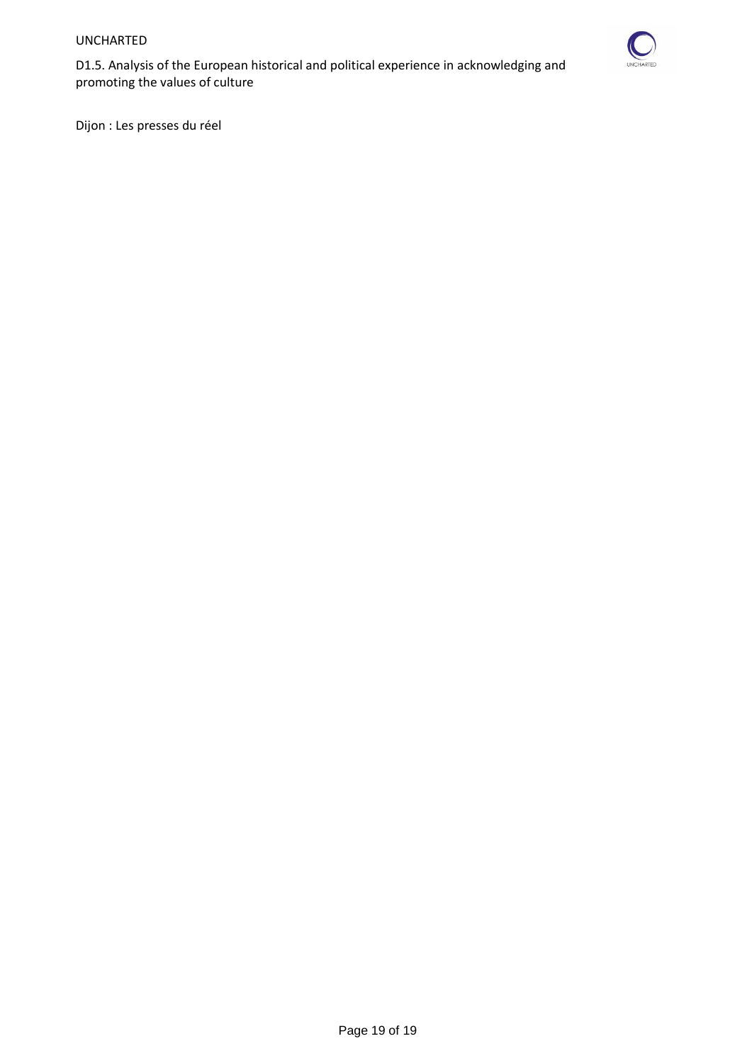Dijon : Les presses du réel